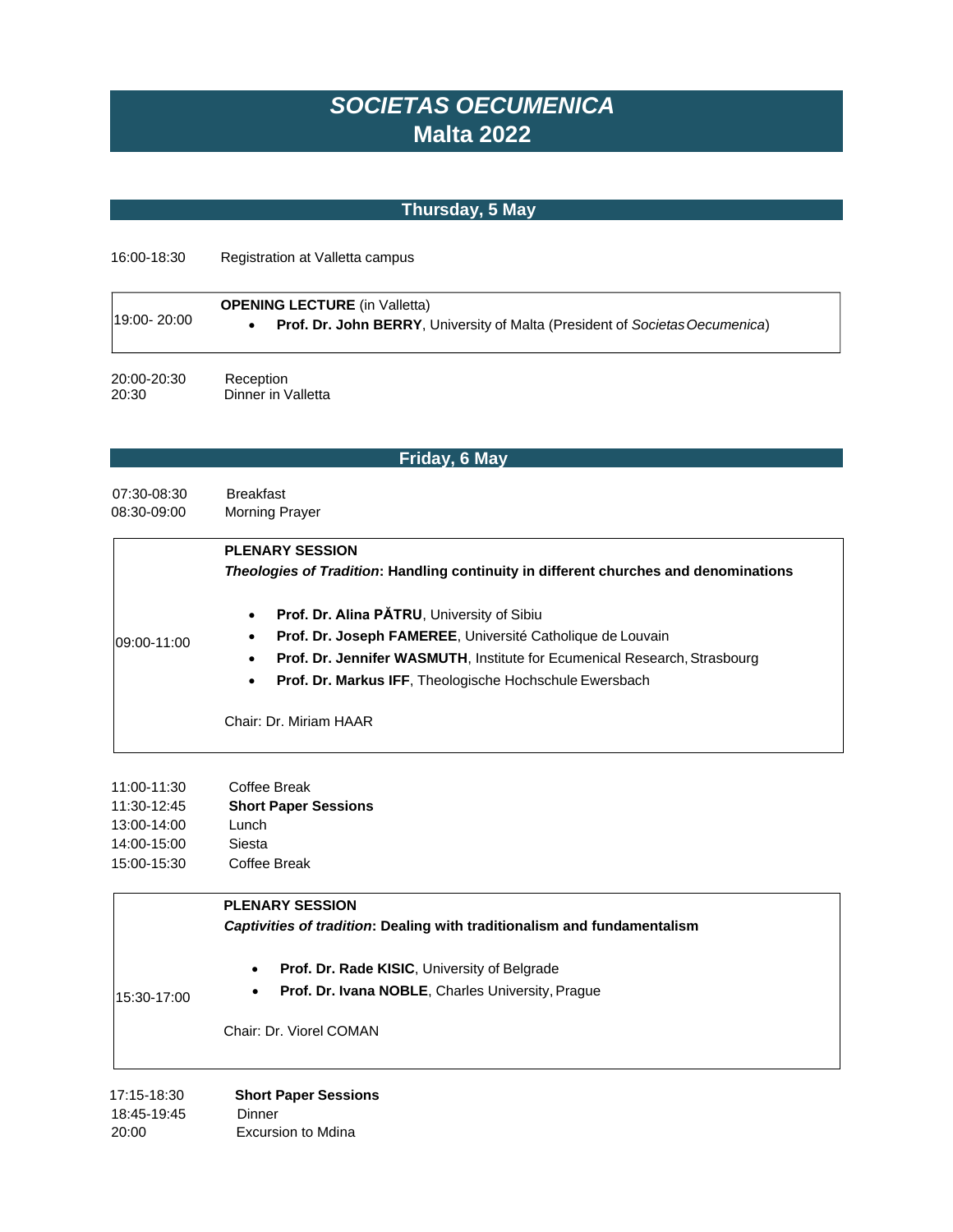# *SOCIETAS OECUMENICA*
# Malta 2022

## Thursday, 5 May

16:00-18:30 Registration at Valletta campus

| | |
|---|---|
| 19:00- 20:00 | **OPENING LECTURE** (in Valletta)<br>• **Prof. Dr. John BERRY**, University of Malta (President of *Societas Oecumenica*) |

20:00-20:30 Reception
20:30 Dinner in Valletta

## Friday, 6 May

07:30-08:30 Breakfast
08:30-09:00 Morning Prayer

| | |
|---|---|
| 09:00-11:00 | **PLENARY SESSION**<br>***Theologies of Tradition*: Handling continuity in different churches and denominations**<br>• **Prof. Dr. Alina PĂTRU**, University of Sibiu<br>• **Prof. Dr. Joseph FAMEREE**, Université Catholique de Louvain<br>• **Prof. Dr. Jennifer WASMUTH**, Institute for Ecumenical Research, Strasbourg<br>• **Prof. Dr. Markus IFF**, Theologische Hochschule Ewersbach<br>Chair: Dr. Miriam HAAR |

11:00-11:30 Coffee Break
11:30-12:45 **Short Paper Sessions**
13:00-14:00 Lunch
14:00-15:00 Siesta
15:00-15:30 Coffee Break

| | |
|---|---|
| 15:30-17:00 | **PLENARY SESSION**<br>***Captivities of tradition*: Dealing with traditionalism and fundamentalism**<br>• **Prof. Dr. Rade KISIC**, University of Belgrade<br>• **Prof. Dr. Ivana NOBLE**, Charles University, Prague<br>Chair: Dr. Viorel COMAN |

17:15-18:30 **Short Paper Sessions**
18:45-19:45 Dinner
20:00 Excursion to Mdina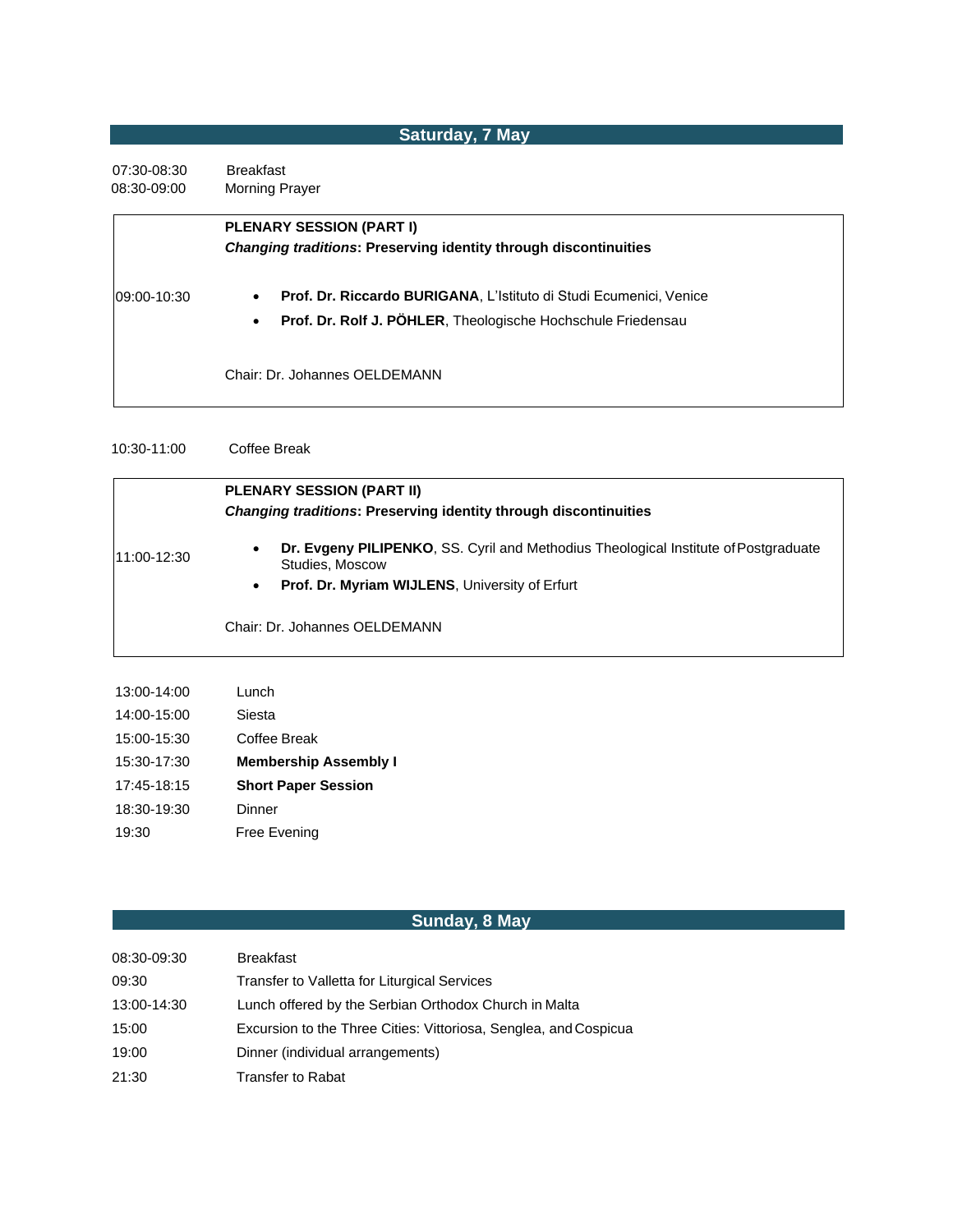## Saturday, 7 May

| | |
|---|---|
| 07:30-08:30 | Breakfast |
| 08:30-09:00 | Morning Prayer |

| | |
|---|---|
| 09:00-10:30 | **PLENARY SESSION (PART I)**<br>***Changing traditions*: Preserving identity through discontinuities**<br>• **Prof. Dr. Riccardo BURIGANA**, L'Istituto di Studi Ecumenici, Venice<br>• **Prof. Dr. Rolf J. PÖHLER**, Theologische Hochschule Friedensau<br>Chair: Dr. Johannes OELDEMANN |

| | |
|---|---|
| 10:30-11:00 | Coffee Break |

| | |
|---|---|
| 11:00-12:30 | **PLENARY SESSION (PART II)**<br>***Changing traditions*: Preserving identity through discontinuities**<br>• **Dr. Evgeny PILIPENKO**, SS. Cyril and Methodius Theological Institute of Postgraduate Studies, Moscow<br>• **Prof. Dr. Myriam WIJLENS**, University of Erfurt<br>Chair: Dr. Johannes OELDEMANN |

| | |
|---|---|
| 13:00-14:00 | Lunch |
| 14:00-15:00 | Siesta |
| 15:00-15:30 | Coffee Break |
| 15:30-17:30 | **Membership Assembly I** |
| 17:45-18:15 | **Short Paper Session** |
| 18:30-19:30 | Dinner |
| 19:30 | Free Evening |

## Sunday, 8 May

| | |
|---|---|
| 08:30-09:30 | Breakfast |
| 09:30 | Transfer to Valletta for Liturgical Services |
| 13:00-14:30 | Lunch offered by the Serbian Orthodox Church in Malta |
| 15:00 | Excursion to the Three Cities: Vittoriosa, Senglea, and Cospicua |
| 19:00 | Dinner (individual arrangements) |
| 21:30 | Transfer to Rabat |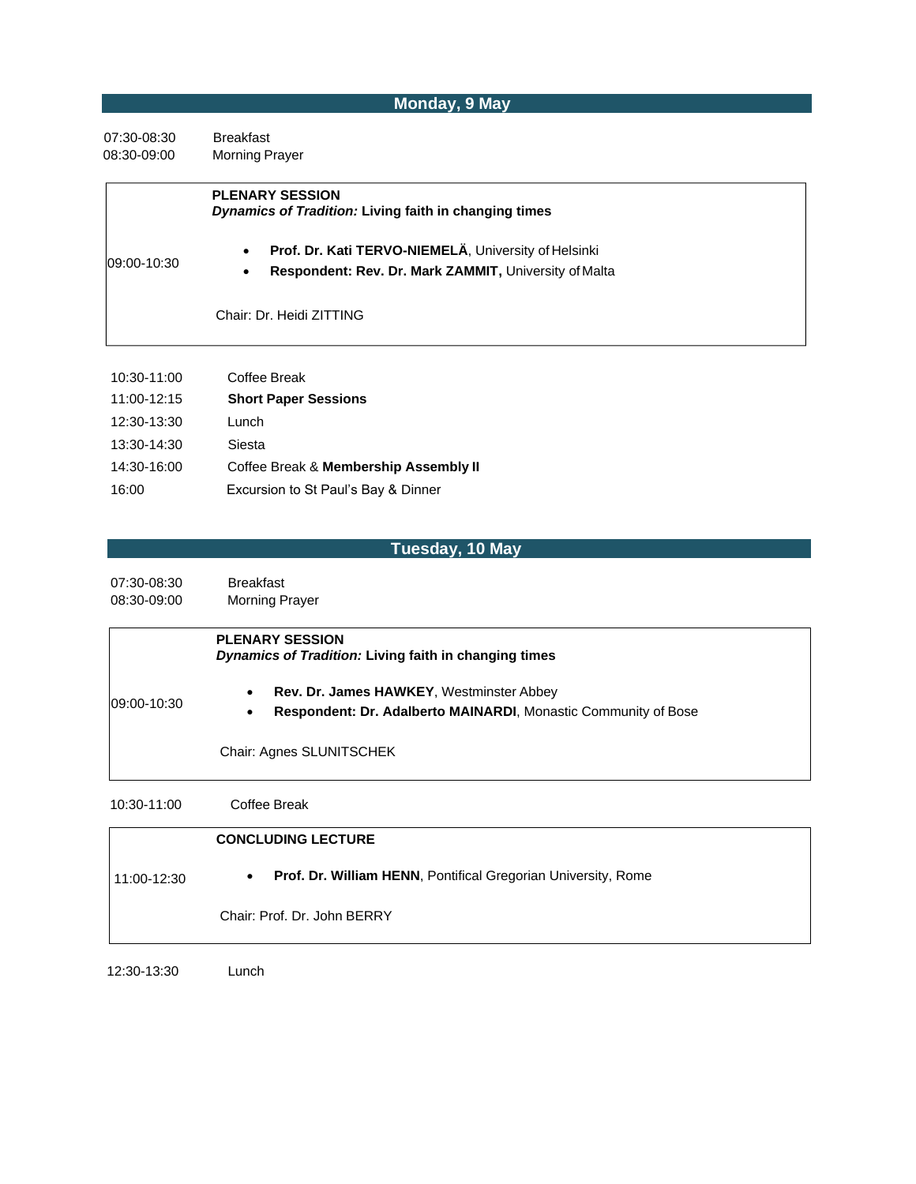## Monday, 9 May

07:30-08:30 Breakfast
08:30-09:00 Morning Prayer

| | |
|---|---|
| 09:00-10:30 | **PLENARY SESSION**<br>***Dynamics of Tradition:* Living faith in changing times**<br>• **Prof. Dr. Kati TERVO-NIEMELÄ**, University of Helsinki<br>• **Respondent: Rev. Dr. Mark ZAMMIT,** University of Malta<br>Chair: Dr. Heidi ZITTING |

| | |
|---|---|
| 10:30-11:00 | Coffee Break |
| 11:00-12:15 | **Short Paper Sessions** |
| 12:30-13:30 | Lunch |
| 13:30-14:30 | Siesta |
| 14:30-16:00 | Coffee Break & **Membership Assembly II** |
| 16:00 | Excursion to St Paul's Bay & Dinner |

## Tuesday, 10 May

07:30-08:30 Breakfast
08:30-09:00 Morning Prayer

| | |
|---|---|
| 09:00-10:30 | **PLENARY SESSION**<br>***Dynamics of Tradition:* Living faith in changing times**<br>• **Rev. Dr. James HAWKEY**, Westminster Abbey<br>• **Respondent: Dr. Adalberto MAINARDI**, Monastic Community of Bose<br>Chair: Agnes SLUNITSCHEK |

10:30-11:00 Coffee Break

| | |
|---|---|
| 11:00-12:30 | **CONCLUDING LECTURE**<br>• **Prof. Dr. William HENN**, Pontifical Gregorian University, Rome<br>Chair: Prof. Dr. John BERRY |

12:30-13:30 Lunch